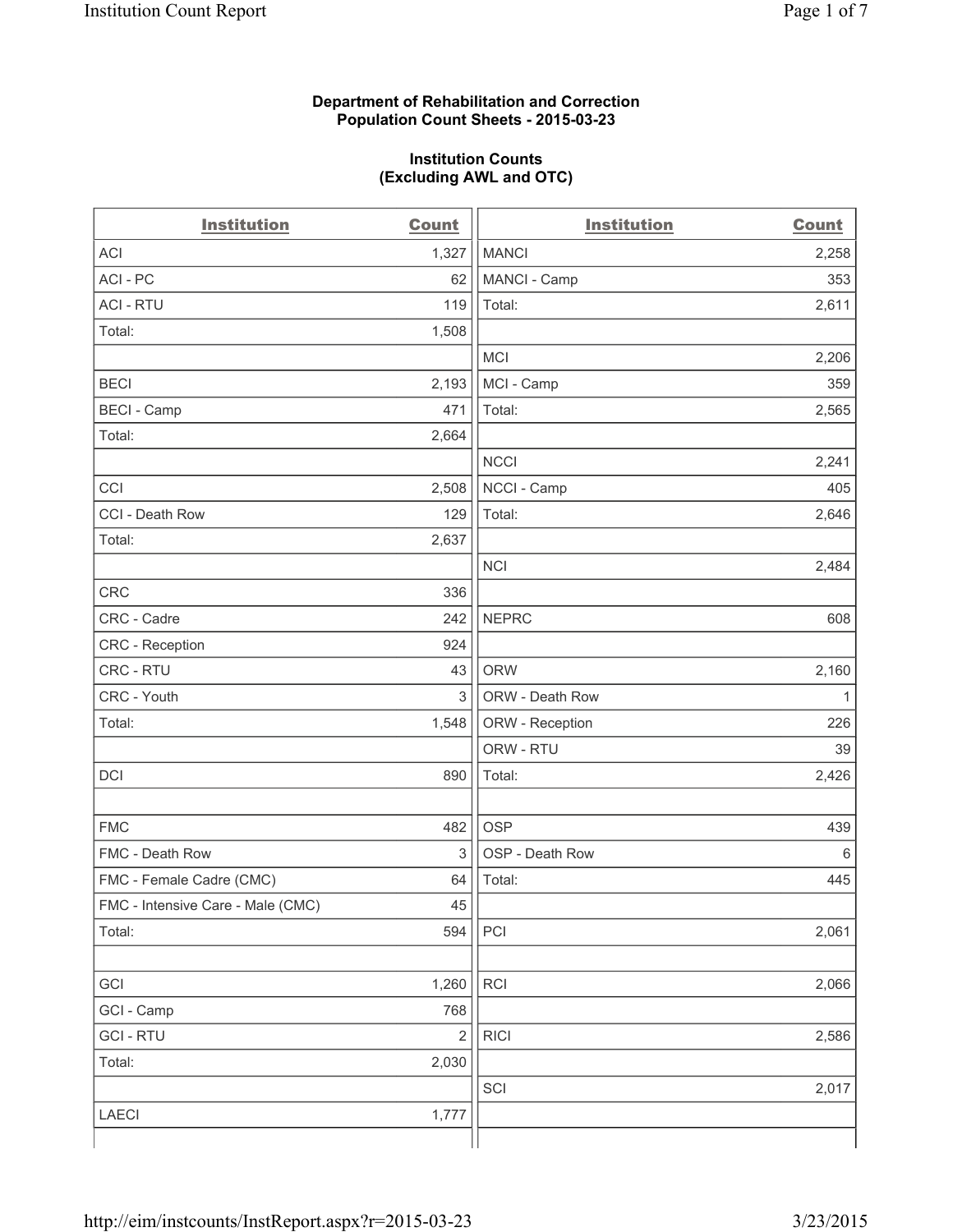**Department of Rehabilitation and Correction**
**Population Count Sheets - 2015-03-23**

**Institution Counts**
**(Excluding AWL and OTC)**

| Institution | Count | Institution | Count |
|---|---|---|---|
| ACI | 1,327 | MANCI | 2,258 |
| ACI - PC | 62 | MANCI - Camp | 353 |
| ACI - RTU | 119 | Total: | 2,611 |
| Total: | 1,508 | | |
| | | MCI | 2,206 |
| BECI | 2,193 | MCI - Camp | 359 |
| BECI - Camp | 471 | Total: | 2,565 |
| Total: | 2,664 | | |
| | | NCCI | 2,241 |
| CCI | 2,508 | NCCI - Camp | 405 |
| CCI - Death Row | 129 | Total: | 2,646 |
| Total: | 2,637 | | |
| | | NCI | 2,484 |
| CRC | 336 | | |
| CRC - Cadre | 242 | NEPRC | 608 |
| CRC - Reception | 924 | | |
| CRC - RTU | 43 | ORW | 2,160 |
| CRC - Youth | 3 | ORW - Death Row | 1 |
| Total: | 1,548 | ORW - Reception | 226 |
| | | ORW - RTU | 39 |
| DCI | 890 | Total: | 2,426 |
| | | | |
| FMC | 482 | OSP | 439 |
| FMC - Death Row | 3 | OSP - Death Row | 6 |
| FMC - Female Cadre (CMC) | 64 | Total: | 445 |
| FMC - Intensive Care - Male (CMC) | 45 | | |
| Total: | 594 | PCI | 2,061 |
| | | | |
| GCI | 1,260 | RCI | 2,066 |
| GCI - Camp | 768 | | |
| GCI - RTU | 2 | RICI | 2,586 |
| Total: | 2,030 | | |
| | | SCI | 2,017 |
| LAECI | 1,777 | | |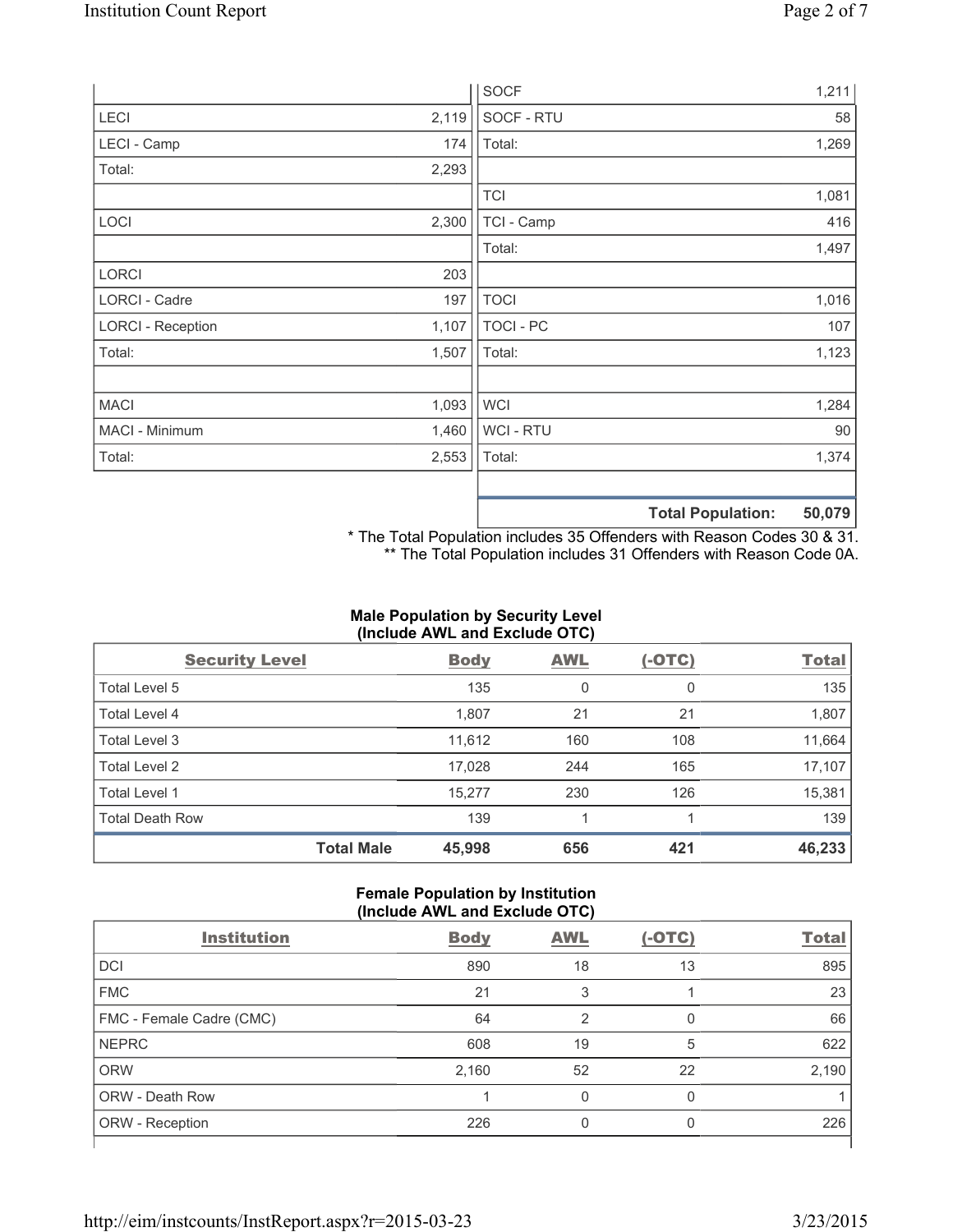| | |
|---|---|
| LECI | 2,119 |
| LECI - Camp | 174 |
| Total: | 2,293 |
| | |
| LOCI | 2,300 |
| | |
| LORCI | 203 |
| LORCI - Cadre | 197 |
| LORCI - Reception | 1,107 |
| Total: | 1,507 |
| | |
| MACI | 1,093 |
| MACI - Minimum | 1,460 |
| Total: | 2,553 |

| | |
|---|---|
| SOCF | 1,211 |
| SOCF - RTU | 58 |
| Total: | 1,269 |
| | |
| TCI | 1,081 |
| TCI - Camp | 416 |
| Total: | 1,497 |
| | |
| TOCI | 1,016 |
| TOCI - PC | 107 |
| Total: | 1,123 |
| | |
| WCI | 1,284 |
| WCI - RTU | 90 |
| Total: | 1,374 |
| | |
| **Total Population:** | **50,079** |

\* The Total Population includes 35 Offenders with Reason Codes 30 & 31.
\** The Total Population includes 31 Offenders with Reason Code 0A.

### Male Population by Security Level (Include AWL and Exclude OTC)

| Security Level | Body | AWL | (-OTC) | Total |
|---|---|---|---|---|
| Total Level 5 | 135 | 0 | 0 | 135 |
| Total Level 4 | 1,807 | 21 | 21 | 1,807 |
| Total Level 3 | 11,612 | 160 | 108 | 11,664 |
| Total Level 2 | 17,028 | 244 | 165 | 17,107 |
| Total Level 1 | 15,277 | 230 | 126 | 15,381 |
| Total Death Row | 139 | 1 | 1 | 139 |
| **Total Male** | **45,998** | **656** | **421** | **46,233** |

### Female Population by Institution (Include AWL and Exclude OTC)

| Institution | Body | AWL | (-OTC) | Total |
|---|---|---|---|---|
| DCI | 890 | 18 | 13 | 895 |
| FMC | 21 | 3 | 1 | 23 |
| FMC - Female Cadre (CMC) | 64 | 2 | 0 | 66 |
| NEPRC | 608 | 19 | 5 | 622 |
| ORW | 2,160 | 52 | 22 | 2,190 |
| ORW - Death Row | 1 | 0 | 0 | 1 |
| ORW - Reception | 226 | 0 | 0 | 226 |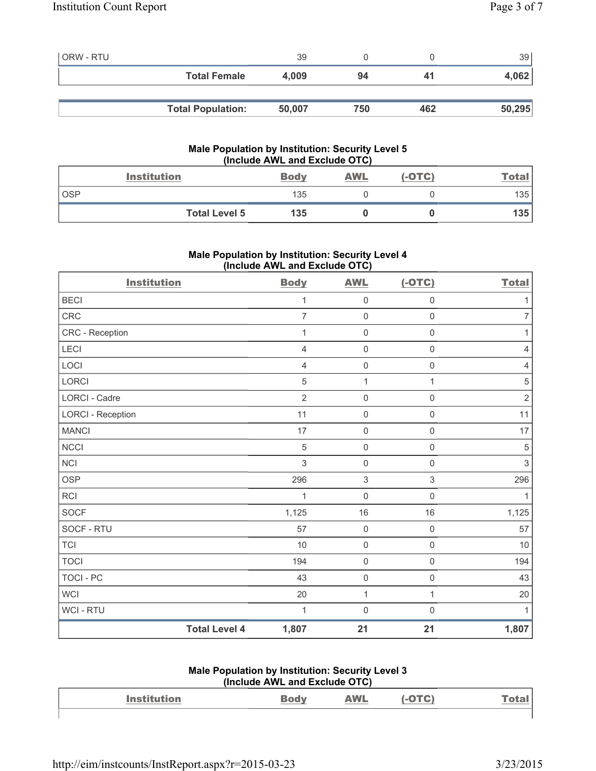| | Body | AWL | (-OTC) | Total |
|---|---|---|---|---|
| ORW - RTU | 39 | 0 | 0 | 39 |
| **Total Female** | **4,009** | **94** | **41** | **4,062** |
| | | | | |
| **Total Population:** | **50,007** | **750** | **462** | **50,295** |

### Male Population by Institution: Security Level 5 (Include AWL and Exclude OTC)

| Institution | Body | AWL | (-OTC) | Total |
|---|---|---|---|---|
| OSP | 135 | 0 | 0 | 135 |
| **Total Level 5** | **135** | **0** | **0** | **135** |

### Male Population by Institution: Security Level 4 (Include AWL and Exclude OTC)

| Institution | Body | AWL | (-OTC) | Total |
|---|---|---|---|---|
| BECI | 1 | 0 | 0 | 1 |
| CRC | 7 | 0 | 0 | 7 |
| CRC - Reception | 1 | 0 | 0 | 1 |
| LECI | 4 | 0 | 0 | 4 |
| LOCI | 4 | 0 | 0 | 4 |
| LORCI | 5 | 1 | 1 | 5 |
| LORCI - Cadre | 2 | 0 | 0 | 2 |
| LORCI - Reception | 11 | 0 | 0 | 11 |
| MANCI | 17 | 0 | 0 | 17 |
| NCCI | 5 | 0 | 0 | 5 |
| NCI | 3 | 0 | 0 | 3 |
| OSP | 296 | 3 | 3 | 296 |
| RCI | 1 | 0 | 0 | 1 |
| SOCF | 1,125 | 16 | 16 | 1,125 |
| SOCF - RTU | 57 | 0 | 0 | 57 |
| TCI | 10 | 0 | 0 | 10 |
| TOCI | 194 | 0 | 0 | 194 |
| TOCI - PC | 43 | 0 | 0 | 43 |
| WCI | 20 | 1 | 1 | 20 |
| WCI - RTU | 1 | 0 | 0 | 1 |
| **Total Level 4** | **1,807** | **21** | **21** | **1,807** |

### Male Population by Institution: Security Level 3 (Include AWL and Exclude OTC)

| Institution | Body | AWL | (-OTC) | Total |
|---|---|---|---|---|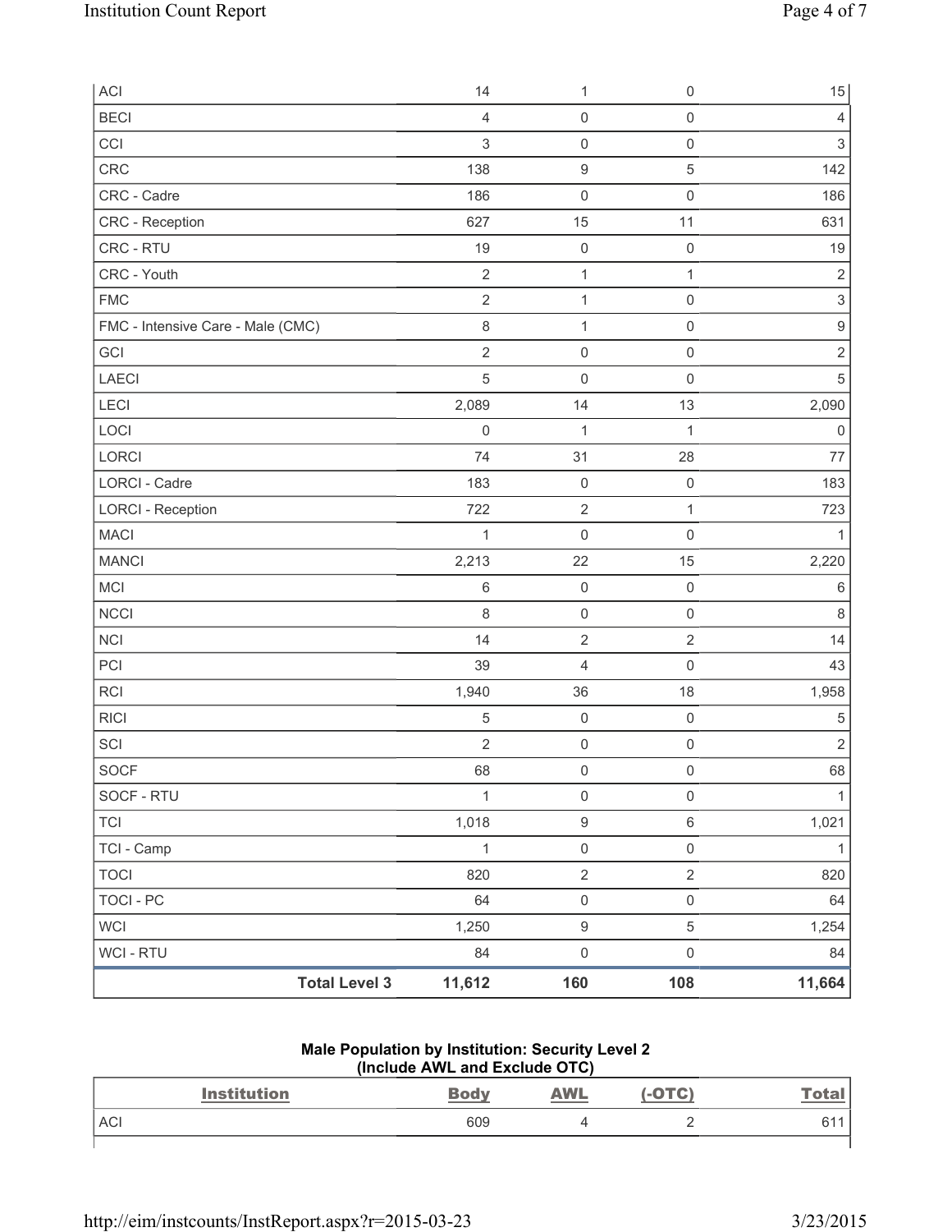| | | | | |
|---|---|---|---|---|
| ACI | 14 | 1 | 0 | 15 |
| BECI | 4 | 0 | 0 | 4 |
| CCI | 3 | 0 | 0 | 3 |
| CRC | 138 | 9 | 5 | 142 |
| CRC - Cadre | 186 | 0 | 0 | 186 |
| CRC - Reception | 627 | 15 | 11 | 631 |
| CRC - RTU | 19 | 0 | 0 | 19 |
| CRC - Youth | 2 | 1 | 1 | 2 |
| FMC | 2 | 1 | 0 | 3 |
| FMC - Intensive Care - Male (CMC) | 8 | 1 | 0 | 9 |
| GCI | 2 | 0 | 0 | 2 |
| LAECI | 5 | 0 | 0 | 5 |
| LECI | 2,089 | 14 | 13 | 2,090 |
| LOCI | 0 | 1 | 1 | 0 |
| LORCI | 74 | 31 | 28 | 77 |
| LORCI - Cadre | 183 | 0 | 0 | 183 |
| LORCI - Reception | 722 | 2 | 1 | 723 |
| MACI | 1 | 0 | 0 | 1 |
| MANCI | 2,213 | 22 | 15 | 2,220 |
| MCI | 6 | 0 | 0 | 6 |
| NCCI | 8 | 0 | 0 | 8 |
| NCI | 14 | 2 | 2 | 14 |
| PCI | 39 | 4 | 0 | 43 |
| RCI | 1,940 | 36 | 18 | 1,958 |
| RICI | 5 | 0 | 0 | 5 |
| SCI | 2 | 0 | 0 | 2 |
| SOCF | 68 | 0 | 0 | 68 |
| SOCF - RTU | 1 | 0 | 0 | 1 |
| TCI | 1,018 | 9 | 6 | 1,021 |
| TCI - Camp | 1 | 0 | 0 | 1 |
| TOCI | 820 | 2 | 2 | 820 |
| TOCI - PC | 64 | 0 | 0 | 64 |
| WCI | 1,250 | 9 | 5 | 1,254 |
| WCI - RTU | 84 | 0 | 0 | 84 |
| **Total Level 3** | **11,612** | **160** | **108** | **11,664** |

### Male Population by Institution: Security Level 2
### (Include AWL and Exclude OTC)

| Institution | Body | AWL | (-OTC) | Total |
|---|---|---|---|---|
| ACI | 609 | 4 | 2 | 611 |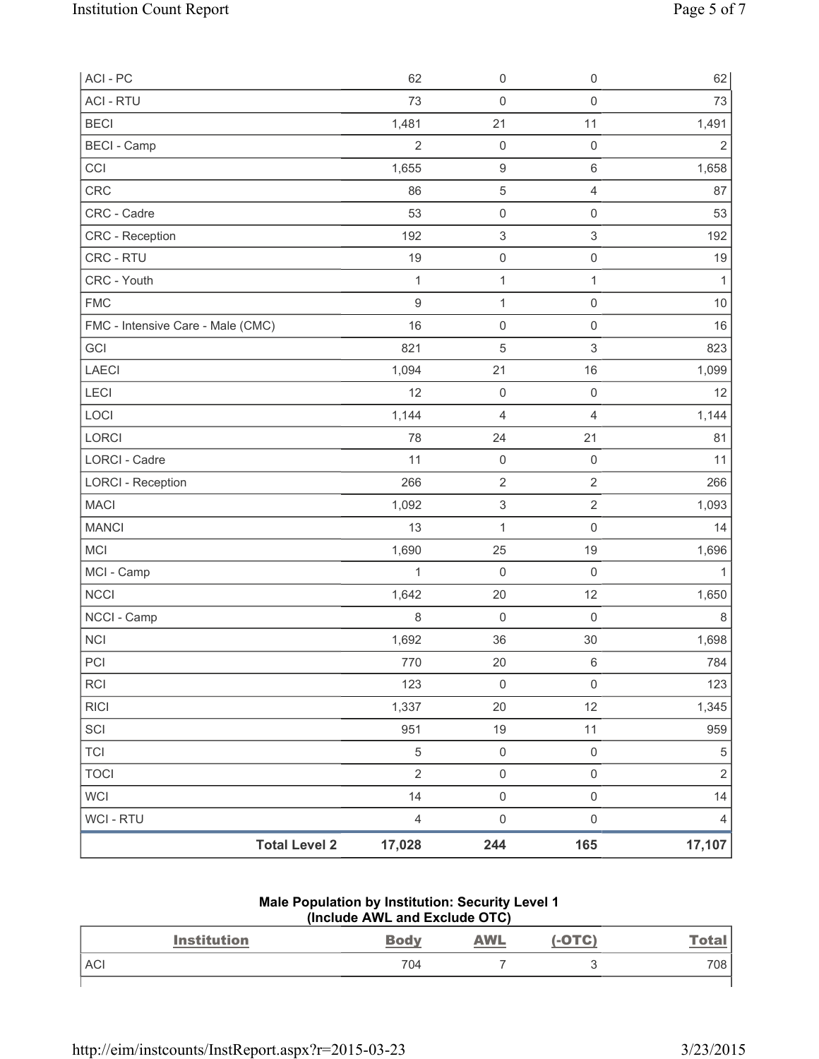| | | | | |
|---|---|---|---|---|
| ACI - PC | 62 | 0 | 0 | 62 |
| ACI - RTU | 73 | 0 | 0 | 73 |
| BECI | 1,481 | 21 | 11 | 1,491 |
| BECI - Camp | 2 | 0 | 0 | 2 |
| CCI | 1,655 | 9 | 6 | 1,658 |
| CRC | 86 | 5 | 4 | 87 |
| CRC - Cadre | 53 | 0 | 0 | 53 |
| CRC - Reception | 192 | 3 | 3 | 192 |
| CRC - RTU | 19 | 0 | 0 | 19 |
| CRC - Youth | 1 | 1 | 1 | 1 |
| FMC | 9 | 1 | 0 | 10 |
| FMC - Intensive Care - Male (CMC) | 16 | 0 | 0 | 16 |
| GCI | 821 | 5 | 3 | 823 |
| LAECI | 1,094 | 21 | 16 | 1,099 |
| LECI | 12 | 0 | 0 | 12 |
| LOCI | 1,144 | 4 | 4 | 1,144 |
| LORCI | 78 | 24 | 21 | 81 |
| LORCI - Cadre | 11 | 0 | 0 | 11 |
| LORCI - Reception | 266 | 2 | 2 | 266 |
| MACI | 1,092 | 3 | 2 | 1,093 |
| MANCI | 13 | 1 | 0 | 14 |
| MCI | 1,690 | 25 | 19 | 1,696 |
| MCI - Camp | 1 | 0 | 0 | 1 |
| NCCI | 1,642 | 20 | 12 | 1,650 |
| NCCI - Camp | 8 | 0 | 0 | 8 |
| NCI | 1,692 | 36 | 30 | 1,698 |
| PCI | 770 | 20 | 6 | 784 |
| RCI | 123 | 0 | 0 | 123 |
| RICI | 1,337 | 20 | 12 | 1,345 |
| SCI | 951 | 19 | 11 | 959 |
| TCI | 5 | 0 | 0 | 5 |
| TOCI | 2 | 0 | 0 | 2 |
| WCI | 14 | 0 | 0 | 14 |
| WCI - RTU | 4 | 0 | 0 | 4 |
| **Total Level 2** | **17,028** | **244** | **165** | **17,107** |

**Male Population by Institution: Security Level 1**
**(Include AWL and Exclude OTC)**

| Institution | Body | AWL | (-OTC) | Total |
|---|---|---|---|---|
| ACI | 704 | 7 | 3 | 708 |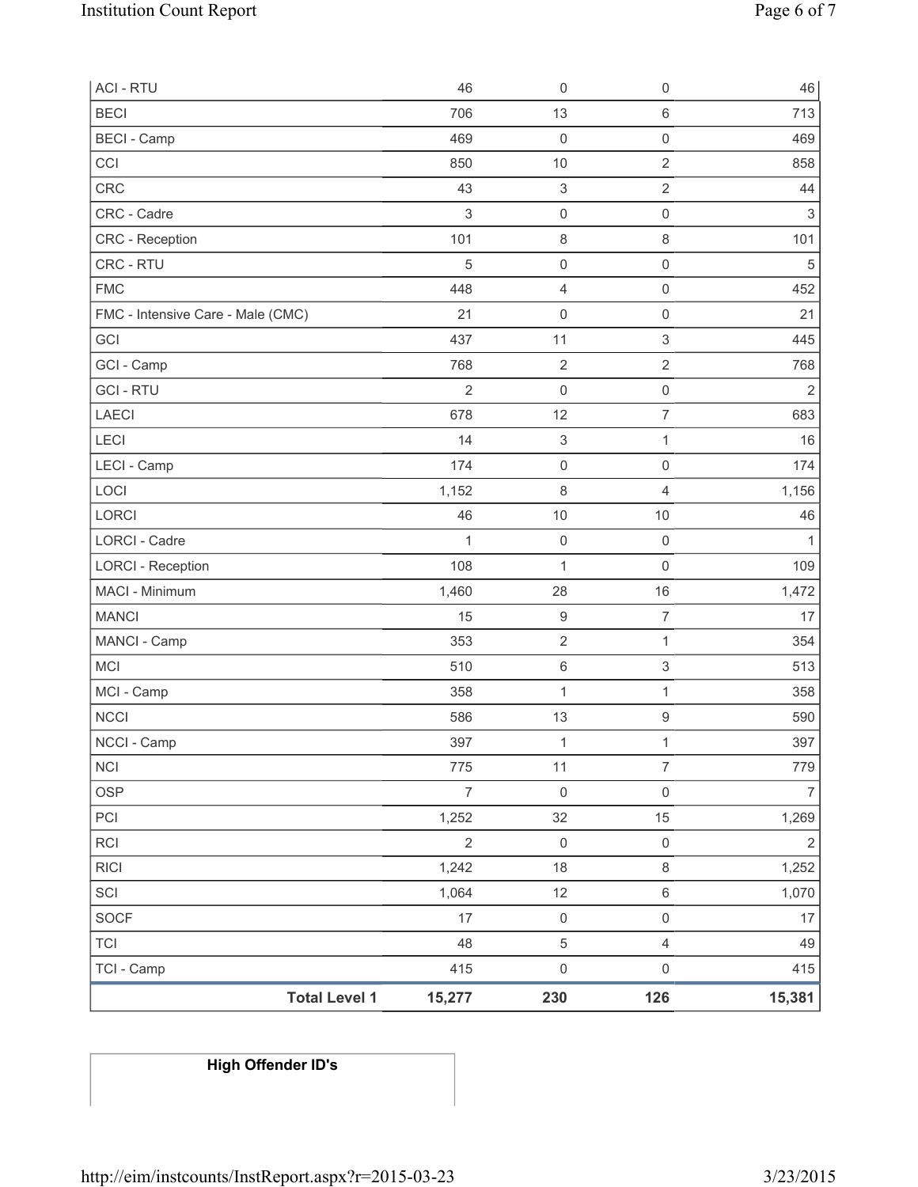| | | | | |
|---|---|---|---|---|
| ACI - RTU | 46 | 0 | 0 | 46 |
| BECI | 706 | 13 | 6 | 713 |
| BECI - Camp | 469 | 0 | 0 | 469 |
| CCI | 850 | 10 | 2 | 858 |
| CRC | 43 | 3 | 2 | 44 |
| CRC - Cadre | 3 | 0 | 0 | 3 |
| CRC - Reception | 101 | 8 | 8 | 101 |
| CRC - RTU | 5 | 0 | 0 | 5 |
| FMC | 448 | 4 | 0 | 452 |
| FMC - Intensive Care - Male (CMC) | 21 | 0 | 0 | 21 |
| GCI | 437 | 11 | 3 | 445 |
| GCI - Camp | 768 | 2 | 2 | 768 |
| GCI - RTU | 2 | 0 | 0 | 2 |
| LAECI | 678 | 12 | 7 | 683 |
| LECI | 14 | 3 | 1 | 16 |
| LECI - Camp | 174 | 0 | 0 | 174 |
| LOCI | 1,152 | 8 | 4 | 1,156 |
| LORCI | 46 | 10 | 10 | 46 |
| LORCI - Cadre | 1 | 0 | 0 | 1 |
| LORCI - Reception | 108 | 1 | 0 | 109 |
| MACI - Minimum | 1,460 | 28 | 16 | 1,472 |
| MANCI | 15 | 9 | 7 | 17 |
| MANCI - Camp | 353 | 2 | 1 | 354 |
| MCI | 510 | 6 | 3 | 513 |
| MCI - Camp | 358 | 1 | 1 | 358 |
| NCCI | 586 | 13 | 9 | 590 |
| NCCI - Camp | 397 | 1 | 1 | 397 |
| NCI | 775 | 11 | 7 | 779 |
| OSP | 7 | 0 | 0 | 7 |
| PCI | 1,252 | 32 | 15 | 1,269 |
| RCI | 2 | 0 | 0 | 2 |
| RICI | 1,242 | 18 | 8 | 1,252 |
| SCI | 1,064 | 12 | 6 | 1,070 |
| SOCF | 17 | 0 | 0 | 17 |
| TCI | 48 | 5 | 4 | 49 |
| TCI - Camp | 415 | 0 | 0 | 415 |
| **Total Level 1** | **15,277** | **230** | **126** | **15,381** |

**High Offender ID's**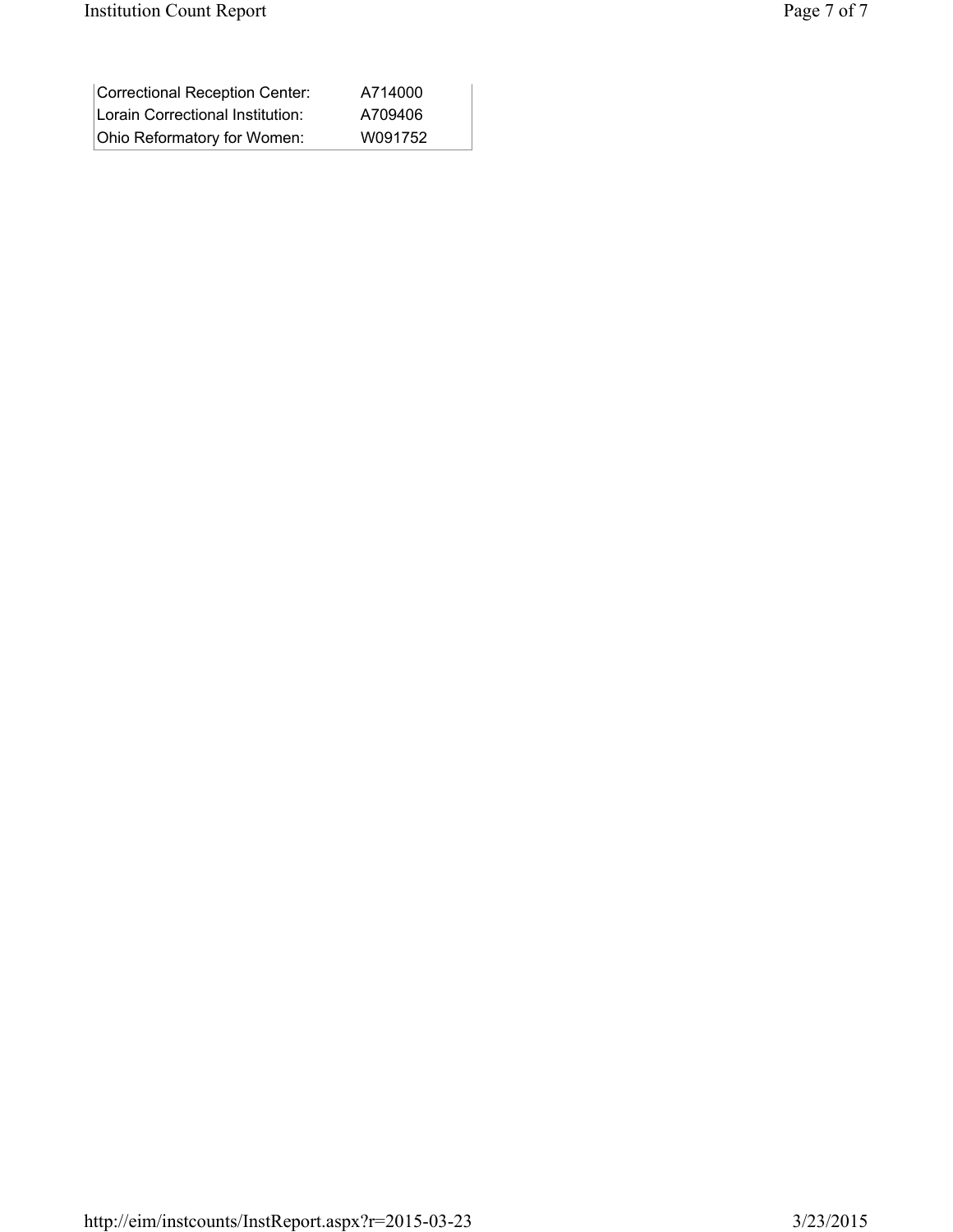| | |
|---|---|
| Correctional Reception Center: | A714000 |
| Lorain Correctional Institution: | A709406 |
| Ohio Reformatory for Women: | W091752 |